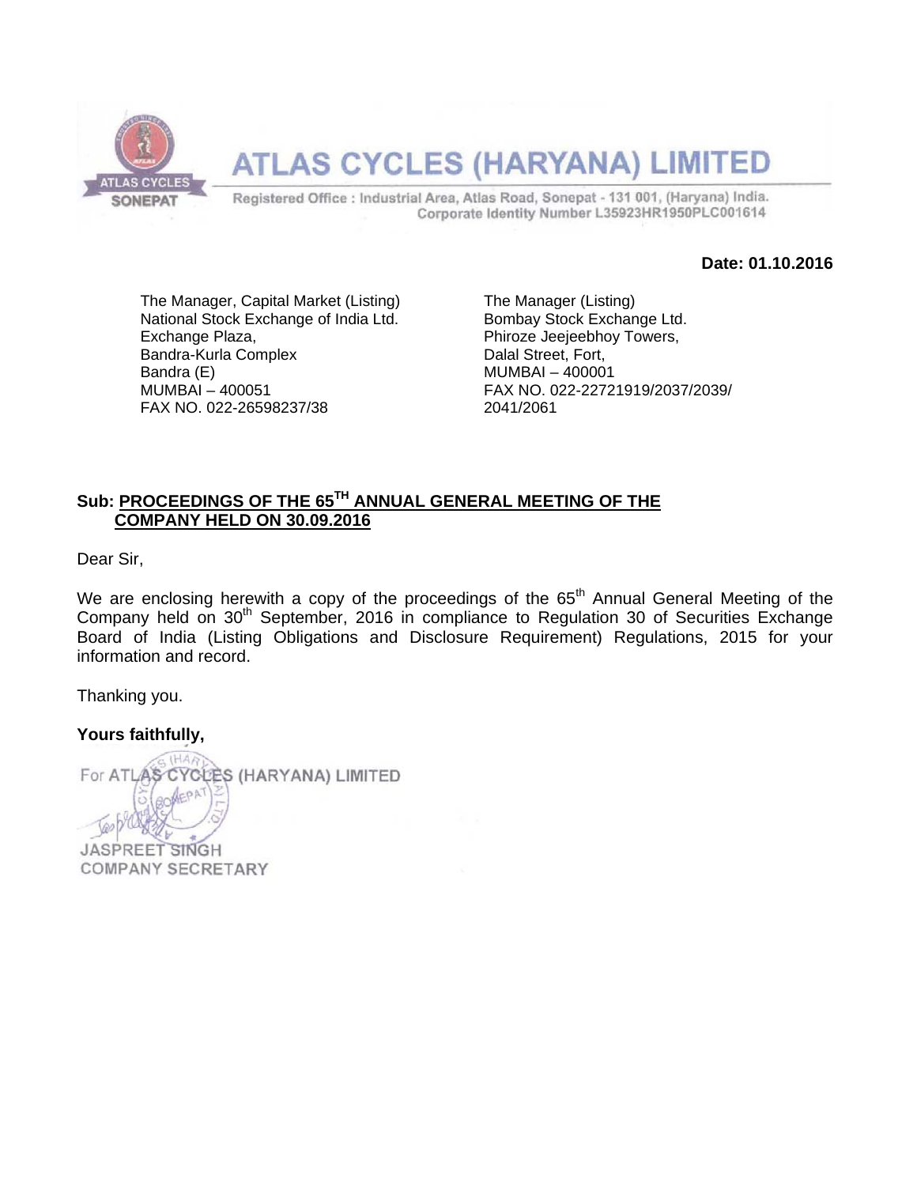# ATLAS CYCLES (HARYANA) LIMITED

Registered Office : Industrial Area, Atlas Road, Sonepat - 131 001, (Haryana) India.
Corporate Identity Number L35923HR1950PLC001614

**Date: 01.10.2016**

The Manager, Capital Market (Listing)
National Stock Exchange of India Ltd.
Exchange Plaza,
Bandra-Kurla Complex
Bandra (E)
MUMBAI – 400051
FAX NO. 022-26598237/38

The Manager (Listing)
Bombay Stock Exchange Ltd.
Phiroze Jeejeebhoy Towers,
Dalal Street, Fort,
MUMBAI – 400001
FAX NO. 022-22721919/2037/2039/2041/2061

**Sub: PROCEEDINGS OF THE 65TH ANNUAL GENERAL MEETING OF THE COMPANY HELD ON 30.09.2016**

Dear Sir,

We are enclosing herewith a copy of the proceedings of the 65th Annual General Meeting of the Company held on 30th September, 2016 in compliance to Regulation 30 of Securities Exchange Board of India (Listing Obligations and Disclosure Requirement) Regulations, 2015 for your information and record.

Thanking you.

**Yours faithfully,**

For ATLAS CYCLES (HARYANA) LIMITED

JASPREET SINGH
COMPANY SECRETARY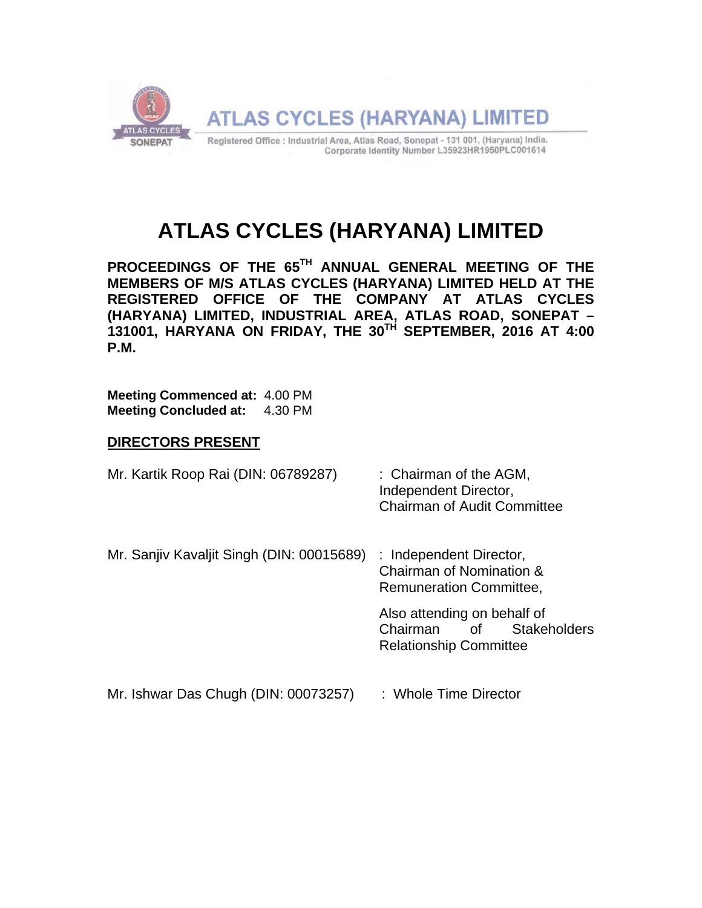**ATLAS CYCLES (HARYANA) LIMITED**

Registered Office : Industrial Area, Atlas Road, Sonepat - 131 001, (Haryana) India.
Corporate Identity Number L35923HR1950PLC001614

# ATLAS CYCLES (HARYANA) LIMITED

**PROCEEDINGS OF THE 65TH ANNUAL GENERAL MEETING OF THE MEMBERS OF M/S ATLAS CYCLES (HARYANA) LIMITED HELD AT THE REGISTERED OFFICE OF THE COMPANY AT ATLAS CYCLES (HARYANA) LIMITED, INDUSTRIAL AREA, ATLAS ROAD, SONEPAT – 131001, HARYANA ON FRIDAY, THE 30TH SEPTEMBER, 2016 AT 4:00 P.M.**

**Meeting Commenced at:** 4.00 PM
**Meeting Concluded at:** 4.30 PM

**DIRECTORS PRESENT**

| | |
|---|---|
| Mr. Kartik Roop Rai (DIN: 06789287) | : Chairman of the AGM, Independent Director, Chairman of Audit Committee |
| Mr. Sanjiv Kavaljit Singh (DIN: 00015689) | : Independent Director, Chairman of Nomination & Remuneration Committee,<br><br>Also attending on behalf of Chairman of Stakeholders Relationship Committee |
| Mr. Ishwar Das Chugh (DIN: 00073257) | : Whole Time Director |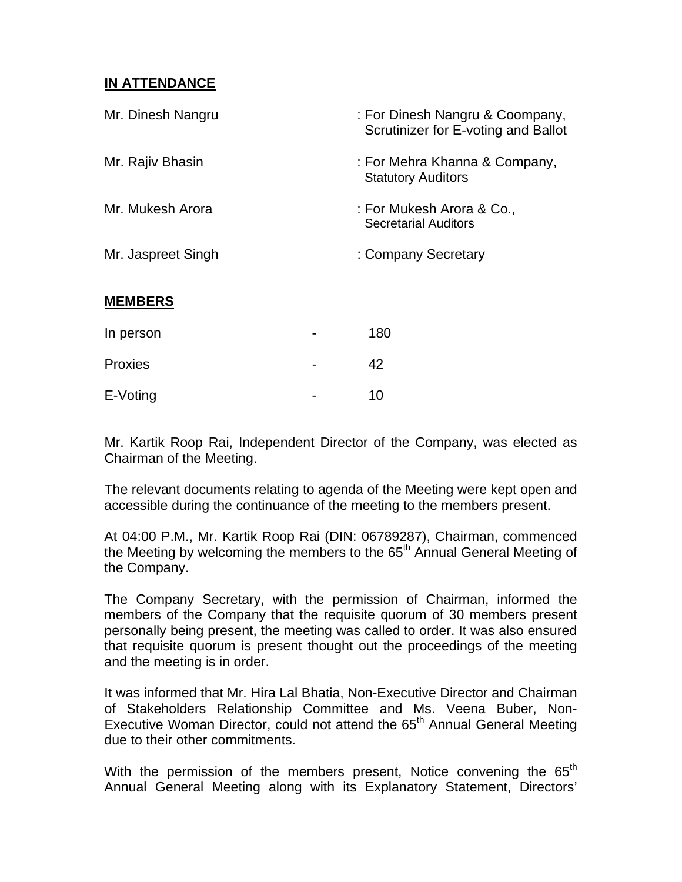**IN ATTENDANCE**

| | |
|---|---|
| Mr. Dinesh Nangru | : For Dinesh Nangru & Coompany, Scrutinizer for E-voting and Ballot |
| Mr. Rajiv Bhasin | : For Mehra Khanna & Company, Statutory Auditors |
| Mr. Mukesh Arora | : For Mukesh Arora & Co., Secretarial Auditors |
| Mr. Jaspreet Singh | : Company Secretary |

**MEMBERS**

| | | |
|---|---|---|
| In person | - | 180 |
| Proxies | - | 42 |
| E-Voting | - | 10 |

Mr. Kartik Roop Rai, Independent Director of the Company, was elected as Chairman of the Meeting.

The relevant documents relating to agenda of the Meeting were kept open and accessible during the continuance of the meeting to the members present.

At 04:00 P.M., Mr. Kartik Roop Rai (DIN: 06789287), Chairman, commenced the Meeting by welcoming the members to the 65th Annual General Meeting of the Company.

The Company Secretary, with the permission of Chairman, informed the members of the Company that the requisite quorum of 30 members present personally being present, the meeting was called to order. It was also ensured that requisite quorum is present thought out the proceedings of the meeting and the meeting is in order.

It was informed that Mr. Hira Lal Bhatia, Non-Executive Director and Chairman of Stakeholders Relationship Committee and Ms. Veena Buber, Non-Executive Woman Director, could not attend the 65th Annual General Meeting due to their other commitments.

With the permission of the members present, Notice convening the 65th Annual General Meeting along with its Explanatory Statement, Directors'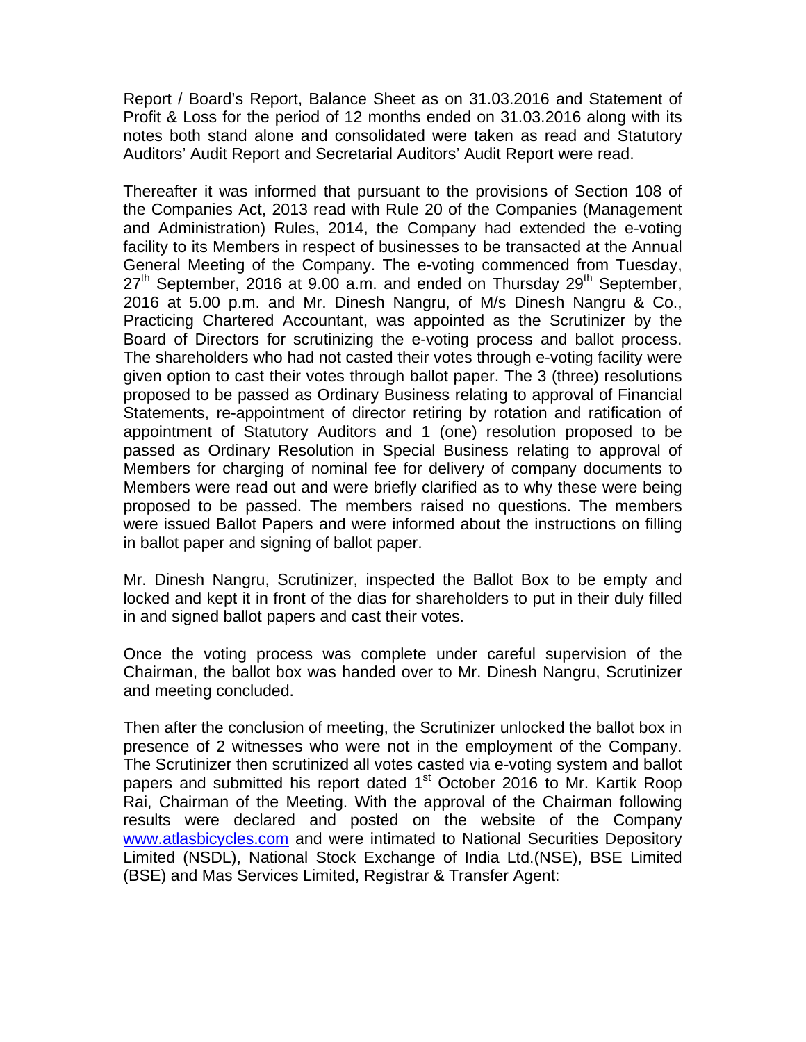Report / Board's Report, Balance Sheet as on 31.03.2016 and Statement of Profit & Loss for the period of 12 months ended on 31.03.2016 along with its notes both stand alone and consolidated were taken as read and Statutory Auditors' Audit Report and Secretarial Auditors' Audit Report were read.

Thereafter it was informed that pursuant to the provisions of Section 108 of the Companies Act, 2013 read with Rule 20 of the Companies (Management and Administration) Rules, 2014, the Company had extended the e-voting facility to its Members in respect of businesses to be transacted at the Annual General Meeting of the Company. The e-voting commenced from Tuesday, 27th September, 2016 at 9.00 a.m. and ended on Thursday 29th September, 2016 at 5.00 p.m. and Mr. Dinesh Nangru, of M/s Dinesh Nangru & Co., Practicing Chartered Accountant, was appointed as the Scrutinizer by the Board of Directors for scrutinizing the e-voting process and ballot process. The shareholders who had not casted their votes through e-voting facility were given option to cast their votes through ballot paper. The 3 (three) resolutions proposed to be passed as Ordinary Business relating to approval of Financial Statements, re-appointment of director retiring by rotation and ratification of appointment of Statutory Auditors and 1 (one) resolution proposed to be passed as Ordinary Resolution in Special Business relating to approval of Members for charging of nominal fee for delivery of company documents to Members were read out and were briefly clarified as to why these were being proposed to be passed. The members raised no questions. The members were issued Ballot Papers and were informed about the instructions on filling in ballot paper and signing of ballot paper.

Mr. Dinesh Nangru, Scrutinizer, inspected the Ballot Box to be empty and locked and kept it in front of the dias for shareholders to put in their duly filled in and signed ballot papers and cast their votes.

Once the voting process was complete under careful supervision of the Chairman, the ballot box was handed over to Mr. Dinesh Nangru, Scrutinizer and meeting concluded.

Then after the conclusion of meeting, the Scrutinizer unlocked the ballot box in presence of 2 witnesses who were not in the employment of the Company. The Scrutinizer then scrutinized all votes casted via e-voting system and ballot papers and submitted his report dated 1st October 2016 to Mr. Kartik Roop Rai, Chairman of the Meeting. With the approval of the Chairman following results were declared and posted on the website of the Company www.atlasbicycles.com and were intimated to National Securities Depository Limited (NSDL), National Stock Exchange of India Ltd.(NSE), BSE Limited (BSE) and Mas Services Limited, Registrar & Transfer Agent: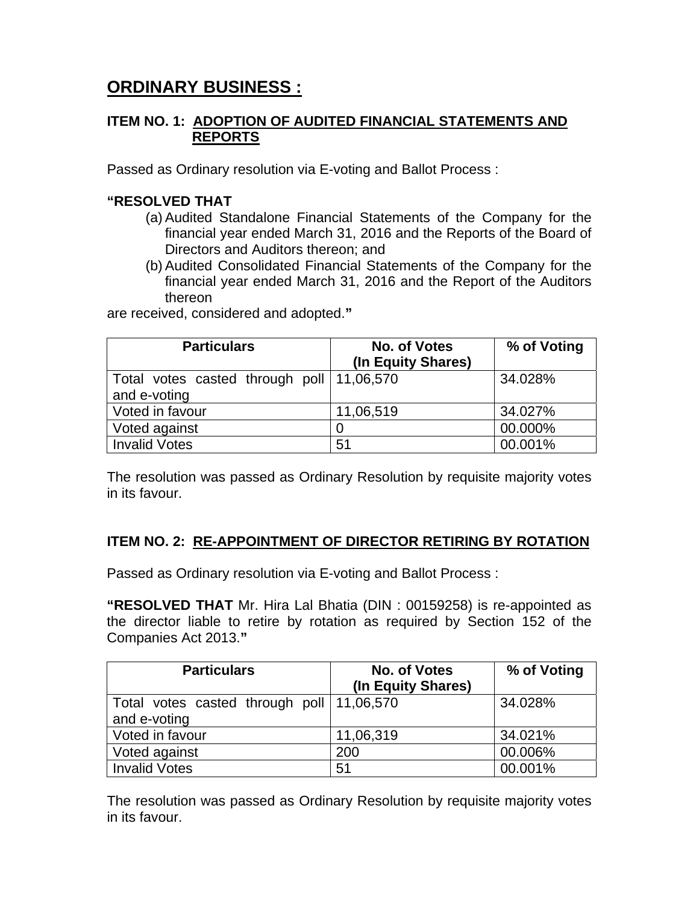# ORDINARY BUSINESS :

### ITEM NO. 1: ADOPTION OF AUDITED FINANCIAL STATEMENTS AND REPORTS

Passed as Ordinary resolution via E-voting and Ballot Process :

**"RESOLVED THAT**

(a) Audited Standalone Financial Statements of the Company for the financial year ended March 31, 2016 and the Reports of the Board of Directors and Auditors thereon; and

(b) Audited Consolidated Financial Statements of the Company for the financial year ended March 31, 2016 and the Report of the Auditors thereon

are received, considered and adopted.**"**

| Particulars | No. of Votes (In Equity Shares) | % of Voting |
|---|---|---|
| Total votes casted through poll and e-voting | 11,06,570 | 34.028% |
| Voted in favour | 11,06,519 | 34.027% |
| Voted against | 0 | 00.000% |
| Invalid Votes | 51 | 00.001% |

The resolution was passed as Ordinary Resolution by requisite majority votes in its favour.

### ITEM NO. 2: RE-APPOINTMENT OF DIRECTOR RETIRING BY ROTATION

Passed as Ordinary resolution via E-voting and Ballot Process :

**"RESOLVED THAT** Mr. Hira Lal Bhatia (DIN : 00159258) is re-appointed as the director liable to retire by rotation as required by Section 152 of the Companies Act 2013.**"**

| Particulars | No. of Votes (In Equity Shares) | % of Voting |
|---|---|---|
| Total votes casted through poll and e-voting | 11,06,570 | 34.028% |
| Voted in favour | 11,06,319 | 34.021% |
| Voted against | 200 | 00.006% |
| Invalid Votes | 51 | 00.001% |

The resolution was passed as Ordinary Resolution by requisite majority votes in its favour.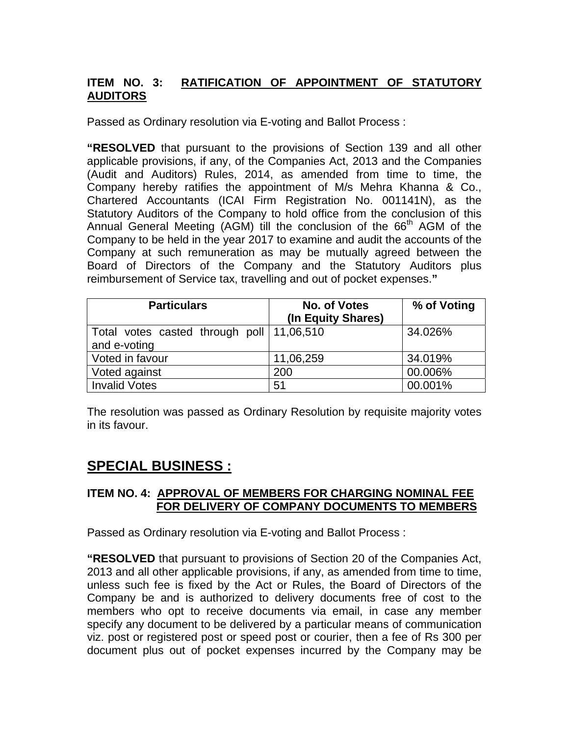**ITEM NO. 3: <u>RATIFICATION OF APPOINTMENT OF STATUTORY AUDITORS</u>**

Passed as Ordinary resolution via E-voting and Ballot Process :

**"RESOLVED** that pursuant to the provisions of Section 139 and all other applicable provisions, if any, of the Companies Act, 2013 and the Companies (Audit and Auditors) Rules, 2014, as amended from time to time, the Company hereby ratifies the appointment of M/s Mehra Khanna & Co., Chartered Accountants (ICAI Firm Registration No. 001141N), as the Statutory Auditors of the Company to hold office from the conclusion of this Annual General Meeting (AGM) till the conclusion of the 66th AGM of the Company to be held in the year 2017 to examine and audit the accounts of the Company at such remuneration as may be mutually agreed between the Board of Directors of the Company and the Statutory Auditors plus reimbursement of Service tax, travelling and out of pocket expenses.**"**

| Particulars | No. of Votes (In Equity Shares) | % of Voting |
|---|---|---|
| Total votes casted through poll and e-voting | 11,06,510 | 34.026% |
| Voted in favour | 11,06,259 | 34.019% |
| Voted against | 200 | 00.006% |
| Invalid Votes | 51 | 00.001% |

The resolution was passed as Ordinary Resolution by requisite majority votes in its favour.

## <u>SPECIAL BUSINESS :</u>

**ITEM NO. 4: <u>APPROVAL OF MEMBERS FOR CHARGING NOMINAL FEE FOR DELIVERY OF COMPANY DOCUMENTS TO MEMBERS</u>**

Passed as Ordinary resolution via E-voting and Ballot Process :

**"RESOLVED** that pursuant to provisions of Section 20 of the Companies Act, 2013 and all other applicable provisions, if any, as amended from time to time, unless such fee is fixed by the Act or Rules, the Board of Directors of the Company be and is authorized to delivery documents free of cost to the members who opt to receive documents via email, in case any member specify any document to be delivered by a particular means of communication viz. post or registered post or speed post or courier, then a fee of Rs 300 per document plus out of pocket expenses incurred by the Company may be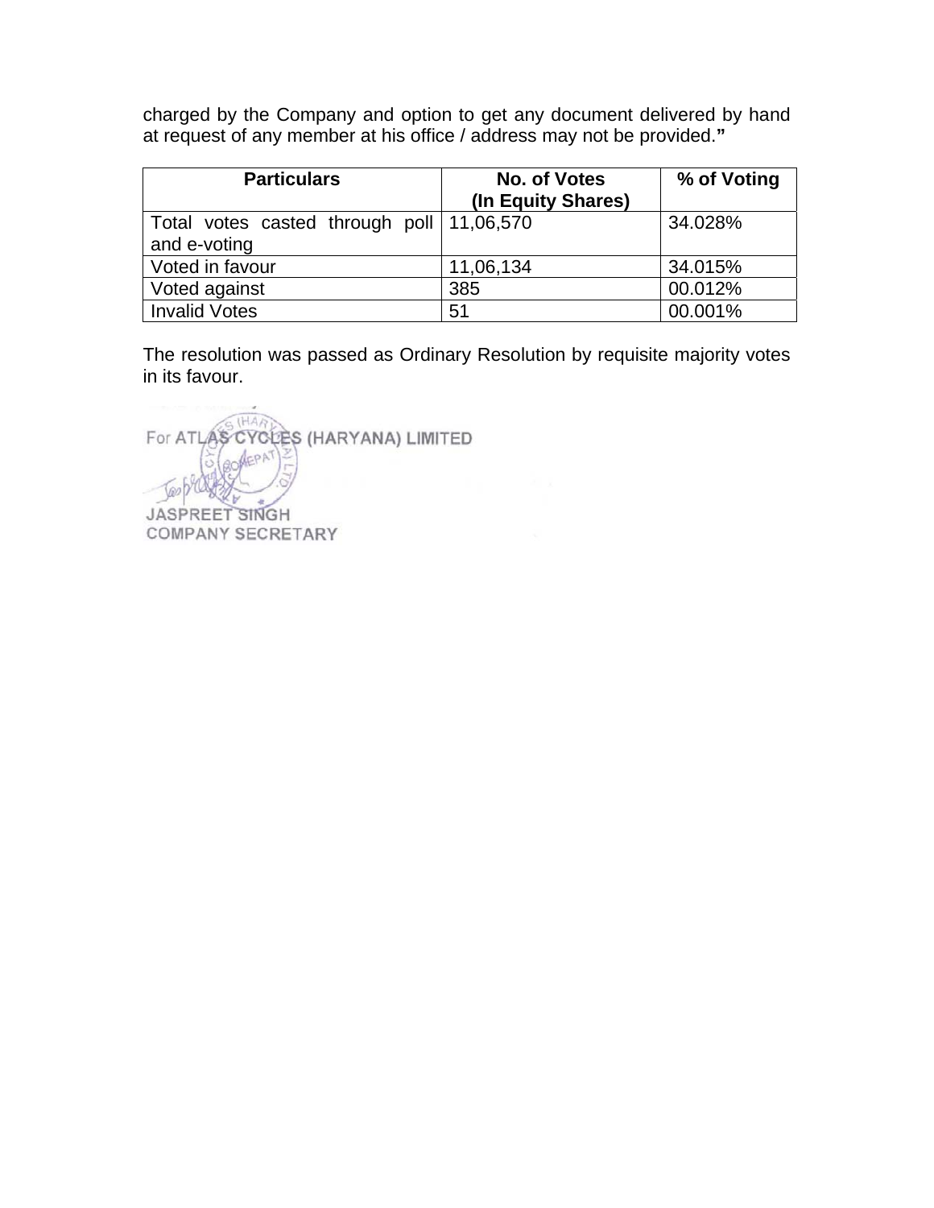charged by the Company and option to get any document delivered by hand at request of any member at his office / address may not be provided.**"**

| **Particulars** | **No. of Votes (In Equity Shares)** | **% of Voting** |
|---|---|---|
| Total votes casted through poll and e-voting | 11,06,570 | 34.028% |
| Voted in favour | 11,06,134 | 34.015% |
| Voted against | 385 | 00.012% |
| Invalid Votes | 51 | 00.001% |

The resolution was passed as Ordinary Resolution by requisite majority votes in its favour.

For ATLAS CYCLES (HARYANA) LIMITED

JASPREET SINGH
COMPANY SECRETARY